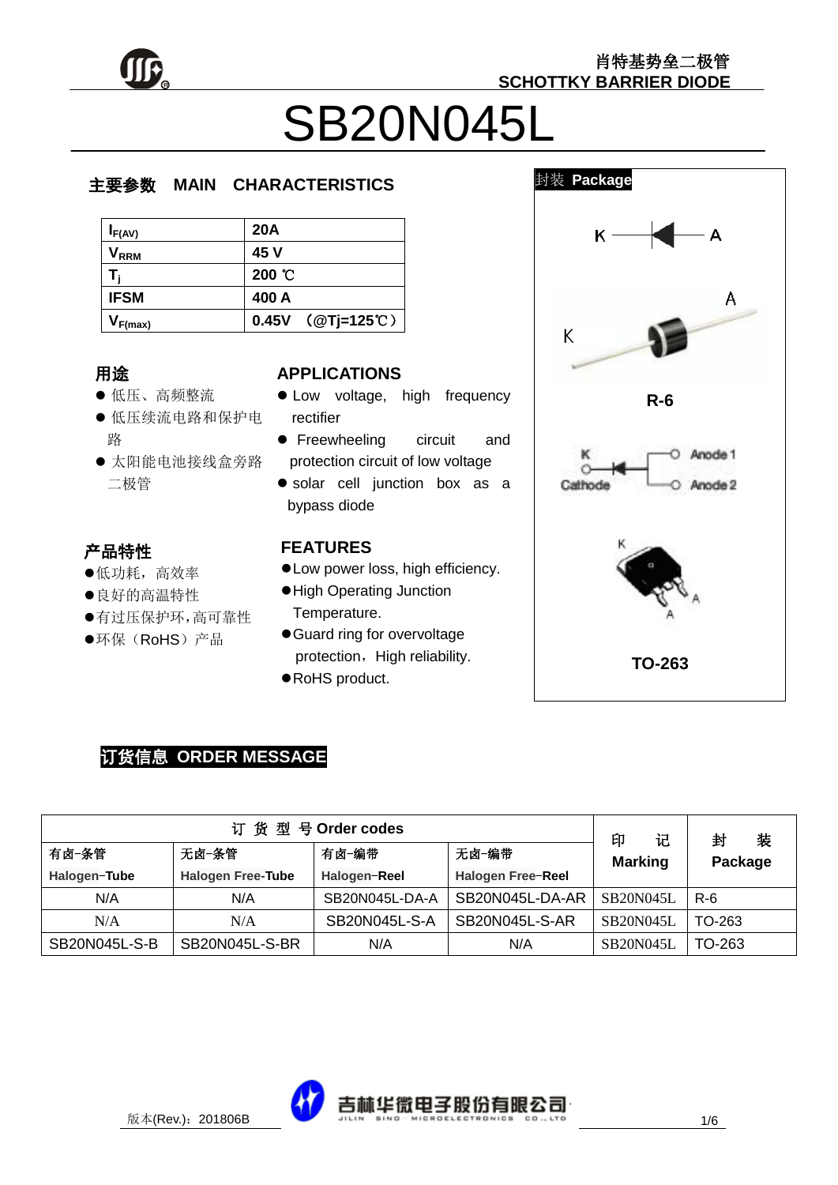肖特基势垒二极管
SCHOTTKY BARRIER DIODE

# SB20N045L

## 主要参数 MAIN CHARACTERISTICS

| | |
|---|---|
| $I_{F(AV)}$ | 20A |
| $V_{RRM}$ | 45 V |
| $T_j$ | 200 ℃ |
| IFSM | 400 A |
| $V_{F(max)}$ | 0.45V （@Tj=125℃） |

## 用途

- 低压、高频整流
- 低压续流电路和保护电路
- 太阳能电池接线盒旁路二极管

## APPLICATIONS

- Low voltage, high frequency rectifier
- Freewheeling circuit and protection circuit of low voltage
- solar cell junction box as a bypass diode

## 产品特性

- 低功耗，高效率
- 良好的高温特性
- 有过压保护环，高可靠性
- 环保（RoHS）产品

## FEATURES

- Low power loss, high efficiency.
- High Operating Junction Temperature.
- Guard ring for overvoltage protection，High reliability.
- RoHS product.

## 封装 Package

K — A

R-6

K Cathode — Anode 1, Anode 2

TO-263

## 订货信息 ORDER MESSAGE

| 订 货 型 号 Order codes | | | | 印 记 Marking | 封 装 Package |
|---|---|---|---|---|---|
| 有卤-条管 Halogen-Tube | 无卤-条管 Halogen Free-Tube | 有卤-编带 Halogen-Reel | 无卤-编带 Halogen Free-Reel | | |
| N/A | N/A | SB20N045L-DA-A | SB20N045L-DA-AR | SB20N045L | R-6 |
| N/A | N/A | SB20N045L-S-A | SB20N045L-S-AR | SB20N045L | TO-263 |
| SB20N045L-S-B | SB20N045L-S-BR | N/A | N/A | SB20N045L | TO-263 |

版本(Rev.)：201806B

吉林华微电子股份有限公司 JILIN SINO MICROELECTRONICS CO.,LTD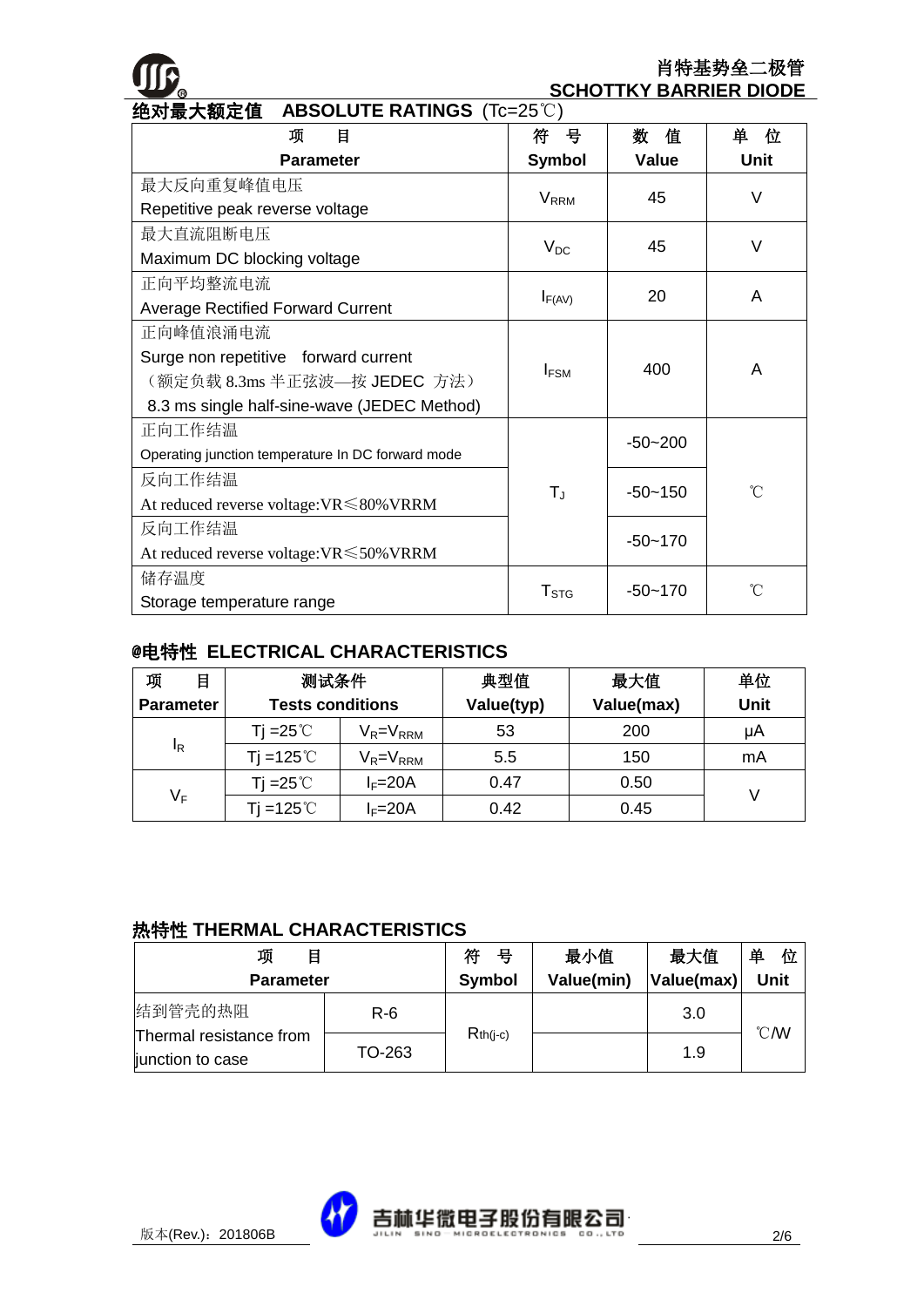## 绝对最大额定值 ABSOLUTE RATINGS (Tc=25℃)

| 项　目<br>Parameter | 符　号<br>Symbol | 数　值<br>Value | 单　位<br>Unit |
|---|---|---|---|
| 最大反向重复峰值电压<br>Repetitive peak reverse voltage | $V_{RRM}$ | 45 | V |
| 最大直流阻断电压<br>Maximum DC blocking voltage | $V_{DC}$ | 45 | V |
| 正向平均整流电流<br>Average Rectified Forward Current | $I_{F(AV)}$ | 20 | A |
| 正向峰值浪涌电流<br>Surge non repetitive forward current<br>（额定负载 8.3ms 半正弦波—按 JEDEC 方法）<br>8.3 ms single half-sine-wave (JEDEC Method) | $I_{FSM}$ | 400 | A |
| 正向工作结温<br>Operating junction temperature In DC forward mode | $T_J$ | -50~200 | ℃ |
| 反向工作结温<br>At reduced reverse voltage:VR≤80%VRRM | | -50~150 | |
| 反向工作结温<br>At reduced reverse voltage:VR≤50%VRRM | | -50~170 | |
| 储存温度<br>Storage temperature range | $T_{STG}$ | -50~170 | ℃ |

## @电特性 ELECTRICAL CHARACTERISTICS

| 项　目<br>Parameter | 测试条件<br>Tests conditions | | 典型值<br>Value(typ) | 最大值<br>Value(max) | 单位<br>Unit |
|---|---|---|---|---|---|
| $I_R$ | Tj =25℃ | $V_R$=$V_{RRM}$ | 53 | 200 | μA |
| | Tj =125℃ | $V_R$=$V_{RRM}$ | 5.5 | 150 | mA |
| $V_F$ | Tj =25℃ | $I_F$=20A | 0.47 | 0.50 | V |
| | Tj =125℃ | $I_F$=20A | 0.42 | 0.45 | |

## 热特性 THERMAL CHARACTERISTICS

| 项　目<br>Parameter | | 符　号<br>Symbol | 最小值<br>Value(min) | 最大值<br>Value(max) | 单　位<br>Unit |
|---|---|---|---|---|---|
| 结到管壳的热阻<br>Thermal resistance from junction to case | R-6 | $R_{th(j-c)}$ | | 3.0 | ℃/W |
| | TO-263 | | | 1.9 | |

版本(Rev.)：201806B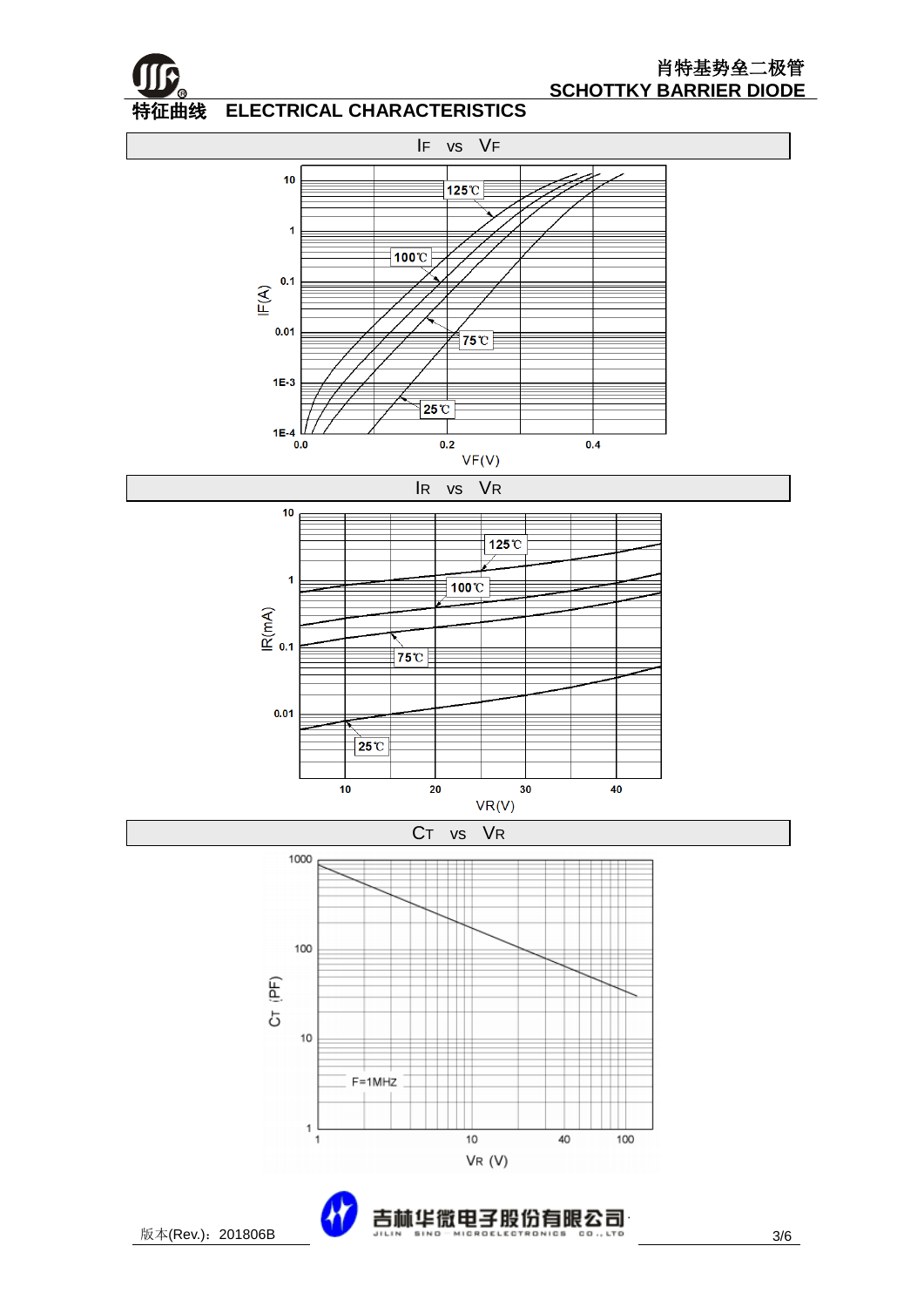## 特征曲线　ELECTRICAL CHARACTERISTICS

### $I_F$ vs $V_F$

IF(A)

10, 1, 0.1, 0.01, 1E-3, 1E-4

0.0, 0.2, 0.4

VF(V)

125℃, 100℃, 75℃, 25℃

### $I_R$ vs $V_R$

IR(mA)

10, 1, 0.1, 0.01

10, 20, 30, 40

VR(V)

125℃, 100℃, 75℃, 25℃

### $C_T$ vs $V_R$

CT (PF)

1000, 100, 10, 1

1, 10, 40, 100

VR (V)

F=1MHZ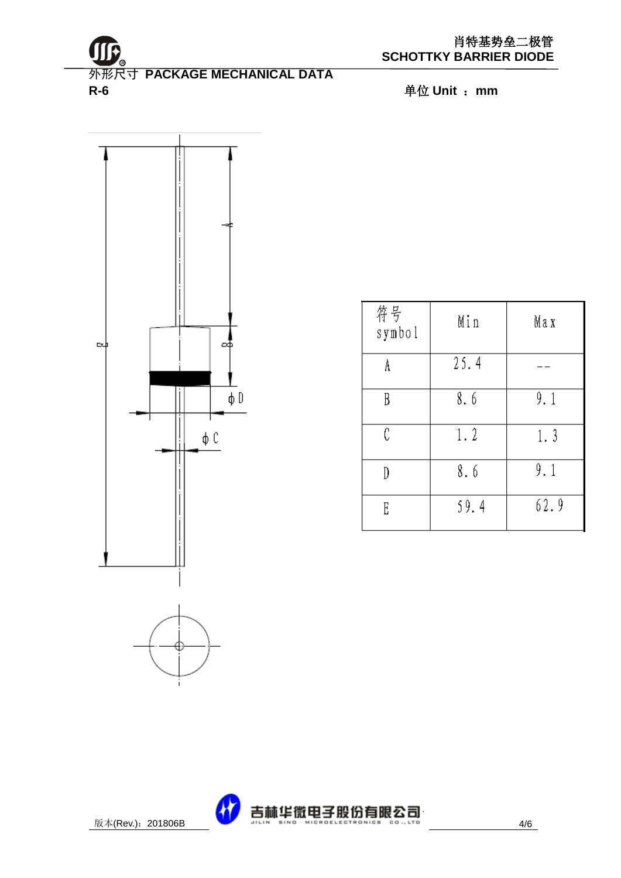## 外形尺寸 PACKAGE MECHANICAL DATA

**R-6**

单位 Unit ： mm

| 符号 symbol | Min | Max |
|---|---|---|
| A | 25.4 | -- |
| B | 8.6 | 9.1 |
| C | 1.2 | 1.3 |
| D | 8.6 | 9.1 |
| E | 59.4 | 62.9 |

版本(Rev.)：201806B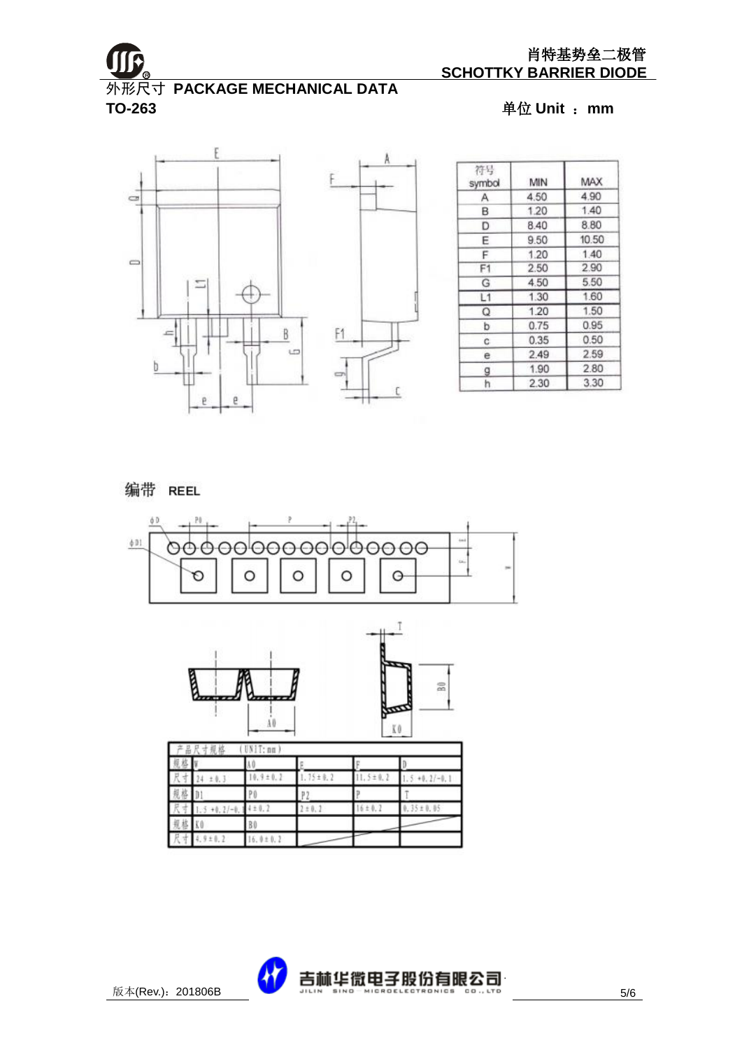# 外形尺寸 PACKAGE MECHANICAL DATA

**TO-263**

单位 Unit ： mm

| 符号 symbol | MIN | MAX |
|---|---|---|
| A | 4.50 | 4.90 |
| B | 1.20 | 1.40 |
| D | 8.40 | 8.80 |
| E | 9.50 | 10.50 |
| F | 1.20 | 1.40 |
| F1 | 2.50 | 2.90 |
| G | 4.50 | 5.50 |
| L1 | 1.30 | 1.60 |
| Q | 1.20 | 1.50 |
| b | 0.75 | 0.95 |
| c | 0.35 | 0.50 |
| e | 2.49 | 2.59 |
| g | 1.90 | 2.80 |
| h | 2.30 | 3.30 |

## 编带 REEL

| 产品尺寸规格 (UNIT: mm) | | | | | |
|---|---|---|---|---|---|
| 规格 | W | A0 | E | F | D |
| 尺寸 | 24 ±0.3 | 10.9±0.2 | 1.75±0.2 | 11.5±0.2 | 1.5 +0.2/-0.1 |
| 规格 | D1 | P0 | P2 | P | T |
| 尺寸 | 1.5 +0.2/-0.1 | 4±0.2 | 2±0.2 | 16±0.2 | 0.35±0.05 |
| 规格 | K0 | B0 | | | |
| 尺寸 | 4.9±0.2 | 16.0±0.2 | | | |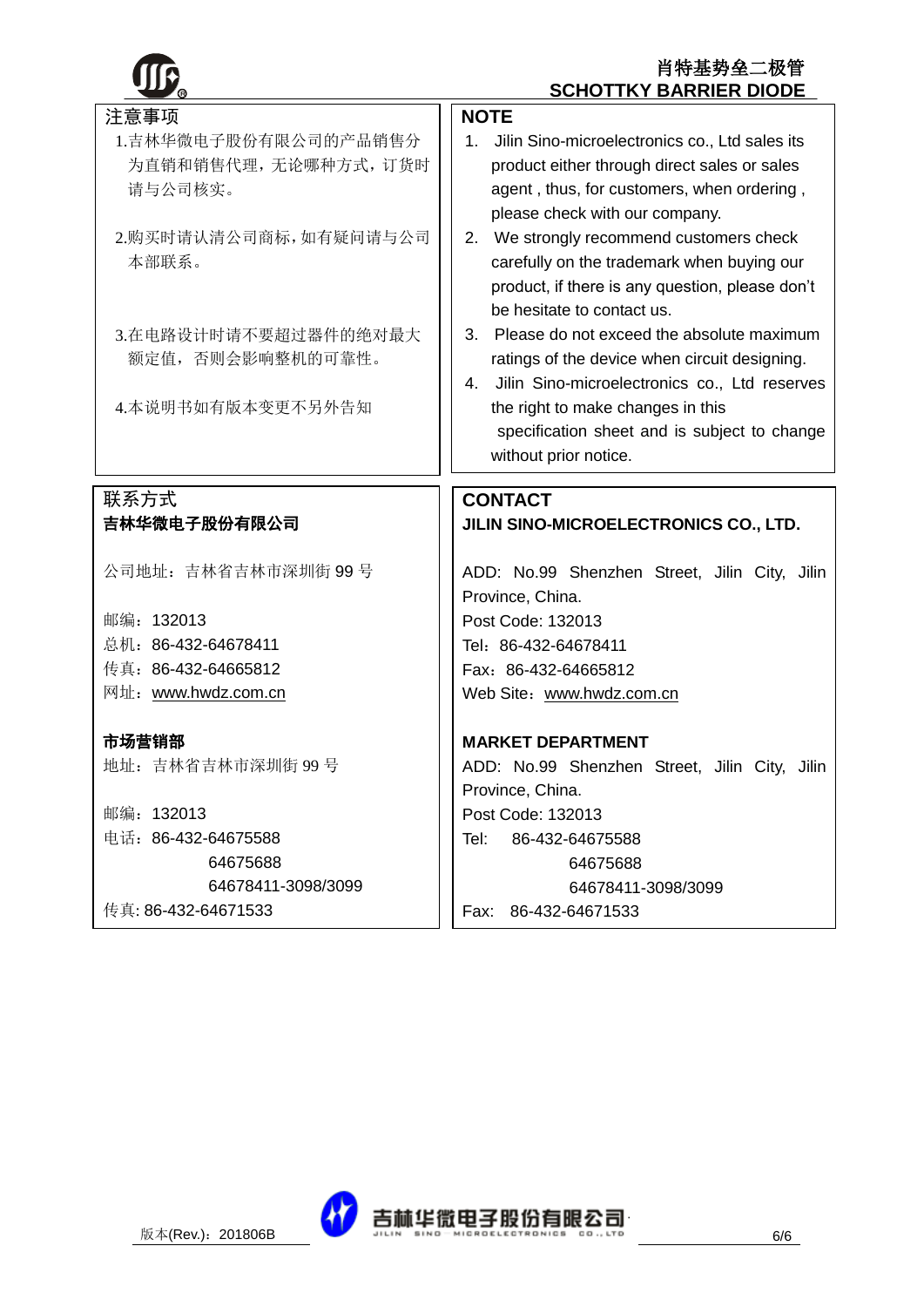## 注意事项

1.吉林华微电子股份有限公司的产品销售分为直销和销售代理，无论哪种方式，订货时请与公司核实。

2.购买时请认清公司商标，如有疑问请与公司本部联系。

3.在电路设计时请不要超过器件的绝对最大额定值，否则会影响整机的可靠性。

4.本说明书如有版本变更不另外告知

## NOTE

1. Jilin Sino-microelectronics co., Ltd sales its product either through direct sales or sales agent , thus, for customers, when ordering , please check with our company.
2. We strongly recommend customers check carefully on the trademark when buying our product, if there is any question, please don't be hesitate to contact us.
3. Please do not exceed the absolute maximum ratings of the device when circuit designing.
4. Jilin Sino-microelectronics co., Ltd reserves the right to make changes in this specification sheet and is subject to change without prior notice.

## 联系方式

**吉林华微电子股份有限公司**

公司地址：吉林省吉林市深圳街 99 号

邮编：132013
总机：86-432-64678411
传真：86-432-64665812
网址：www.hwdz.com.cn

**市场营销部**

地址：吉林省吉林市深圳街 99 号

邮编：132013
电话：86-432-64675588
64675688
64678411-3098/3099
传真: 86-432-64671533

## CONTACT

**JILIN SINO-MICROELECTRONICS CO., LTD.**

ADD: No.99 Shenzhen Street, Jilin City, Jilin Province, China.
Post Code: 132013
Tel：86-432-64678411
Fax：86-432-64665812
Web Site：www.hwdz.com.cn

**MARKET DEPARTMENT**

ADD: No.99 Shenzhen Street, Jilin City, Jilin Province, China.
Post Code: 132013
Tel: 86-432-64675588
64675688
64678411-3098/3099
Fax: 86-432-64671533

版本(Rev.)：201806B